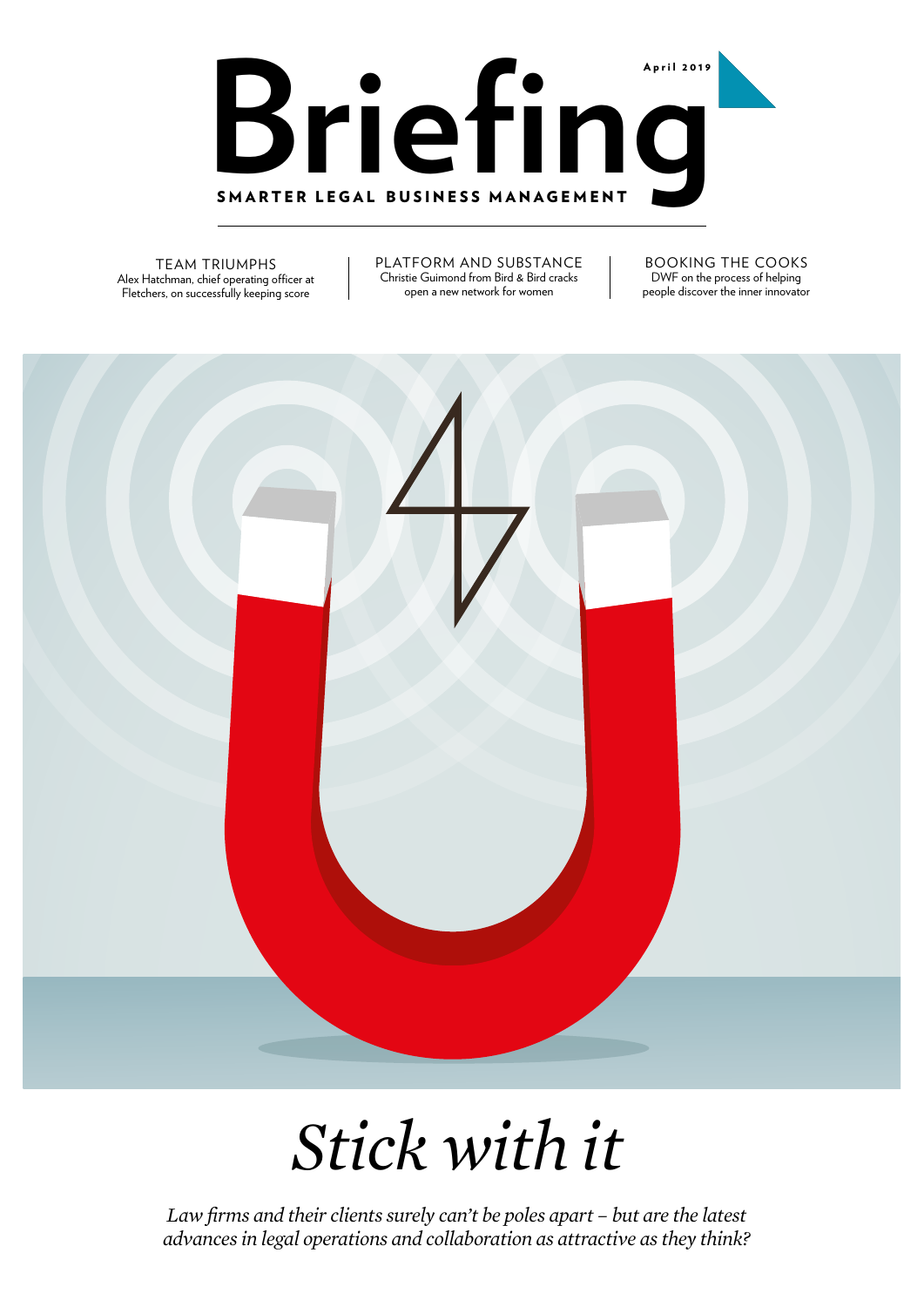# Briefing

April 2019

**SMARTER LEGAL BUSINESS MANAGEMENT**

TEAM TRIUMPHS
Alex Hatchman, chief operating officer at Fletchers, on successfully keeping score

PLATFORM AND SUBSTANCE
Christie Guimond from Bird & Bird cracks open a new network for women

BOOKING THE COOKS
DWF on the process of helping people discover the inner innovator

# *Stick with it*

*Law firms and their clients surely can't be poles apart – but are the latest advances in legal operations and collaboration as attractive as they think?*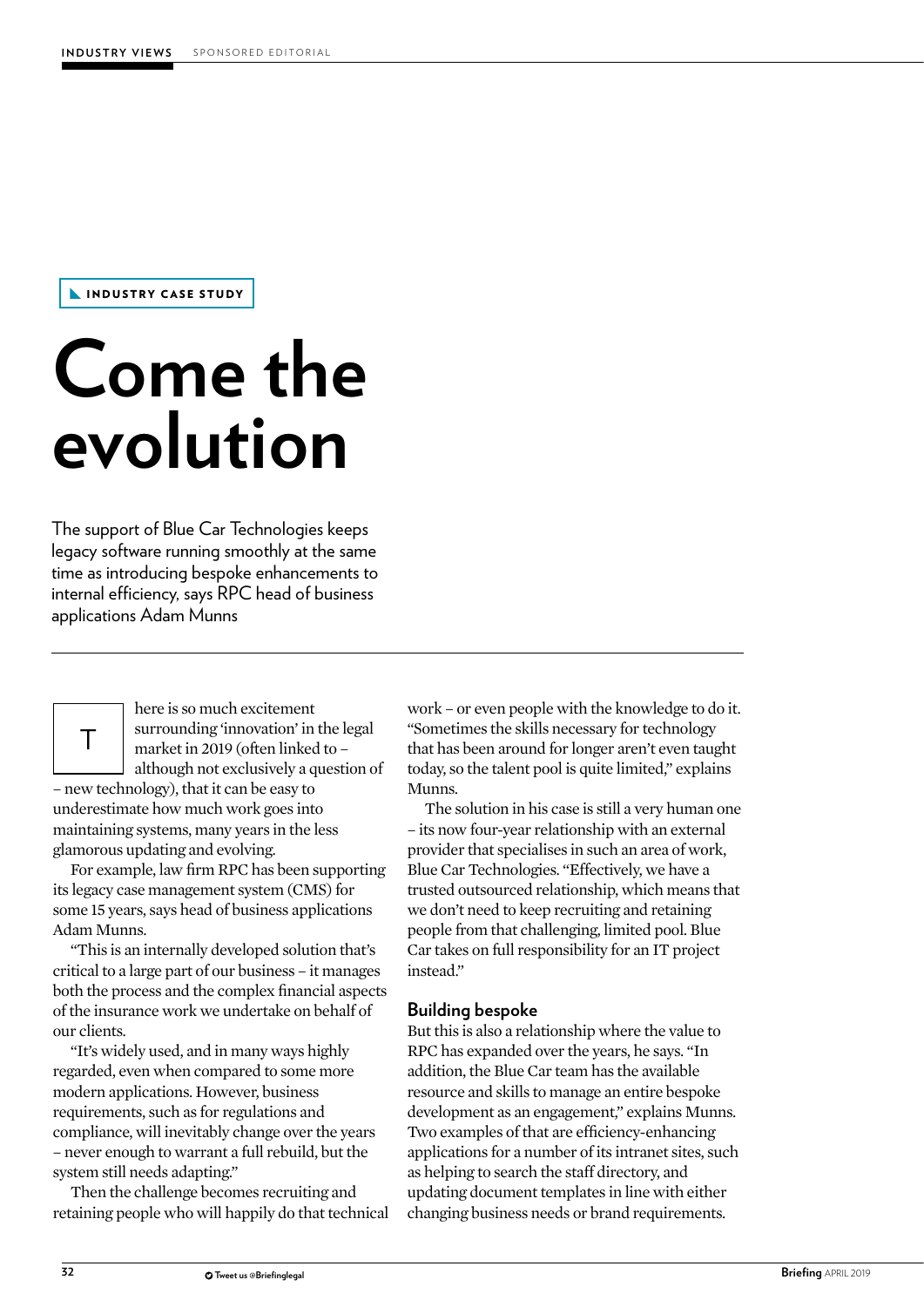INDUSTRY CASE STUDY

# Come the evolution

The support of Blue Car Technologies keeps legacy software running smoothly at the same time as introducing bespoke enhancements to internal efficiency, says RPC head of business applications Adam Munns

There is so much excitement surrounding 'innovation' in the legal market in 2019 (often linked to – although not exclusively a question of – new technology), that it can be easy to underestimate how much work goes into maintaining systems, many years in the less glamorous updating and evolving.

For example, law firm RPC has been supporting its legacy case management system (CMS) for some 15 years, says head of business applications Adam Munns.

"This is an internally developed solution that's critical to a large part of our business – it manages both the process and the complex financial aspects of the insurance work we undertake on behalf of our clients.

"It's widely used, and in many ways highly regarded, even when compared to some more modern applications. However, business requirements, such as for regulations and compliance, will inevitably change over the years – never enough to warrant a full rebuild, but the system still needs adapting."

Then the challenge becomes recruiting and retaining people who will happily do that technical work – or even people with the knowledge to do it. "Sometimes the skills necessary for technology that has been around for longer aren't even taught today, so the talent pool is quite limited," explains Munns.

The solution in his case is still a very human one – its now four-year relationship with an external provider that specialises in such an area of work, Blue Car Technologies. "Effectively, we have a trusted outsourced relationship, which means that we don't need to keep recruiting and retaining people from that challenging, limited pool. Blue Car takes on full responsibility for an IT project instead."

## Building bespoke

But this is also a relationship where the value to RPC has expanded over the years, he says. "In addition, the Blue Car team has the available resource and skills to manage an entire bespoke development as an engagement," explains Munns. Two examples of that are efficiency-enhancing applications for a number of its intranet sites, such as helping to search the staff directory, and updating document templates in line with either changing business needs or brand requirements.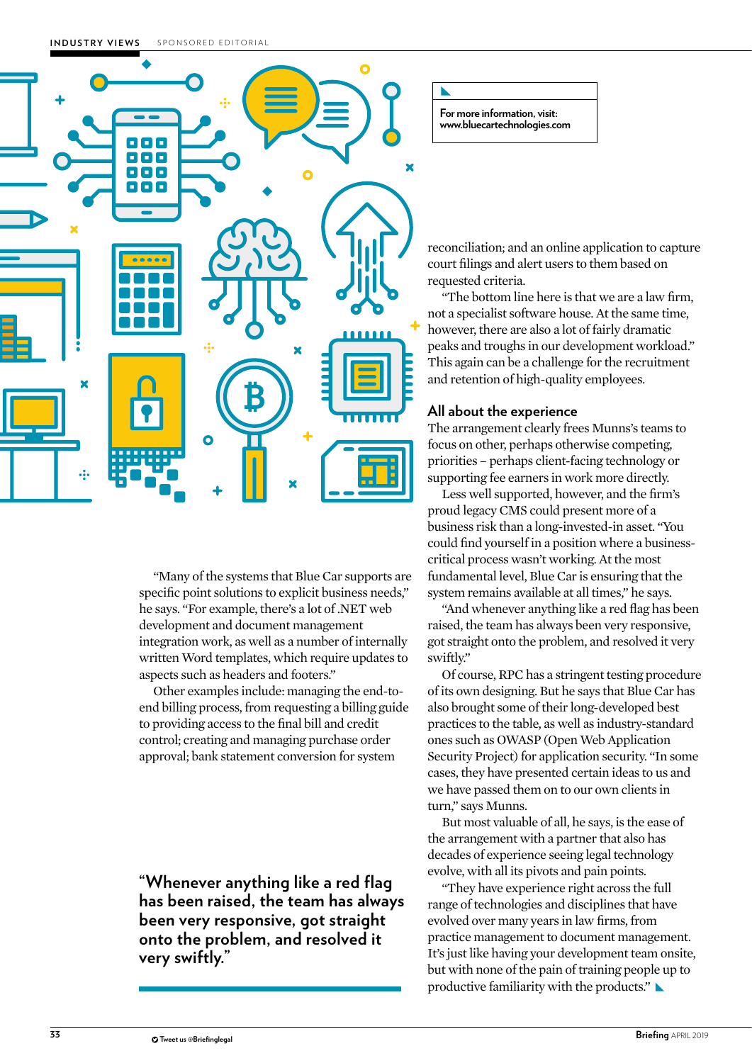For more information, visit:
www.bluecartechnologies.com

"Many of the systems that Blue Car supports are specific point solutions to explicit business needs," he says. "For example, there's a lot of .NET web development and document management integration work, as well as a number of internally written Word templates, which require updates to aspects such as headers and footers."

Other examples include: managing the end-to-end billing process, from requesting a billing guide to providing access to the final bill and credit control; creating and managing purchase order approval; bank statement conversion for system reconciliation; and an online application to capture court filings and alert users to them based on requested criteria.

"The bottom line here is that we are a law firm, not a specialist software house. At the same time, however, there are also a lot of fairly dramatic peaks and troughs in our development workload." This again can be a challenge for the recruitment and retention of high-quality employees.

> **"Whenever anything like a red flag has been raised, the team has always been very responsive, got straight onto the problem, and resolved it very swiftly."**

## All about the experience

The arrangement clearly frees Munns's teams to focus on other, perhaps otherwise competing, priorities – perhaps client-facing technology or supporting fee earners in work more directly.

Less well supported, however, and the firm's proud legacy CMS could present more of a business risk than a long-invested-in asset. "You could find yourself in a position where a business-critical process wasn't working. At the most fundamental level, Blue Car is ensuring that the system remains available at all times," he says.

"And whenever anything like a red flag has been raised, the team has always been very responsive, got straight onto the problem, and resolved it very swiftly."

Of course, RPC has a stringent testing procedure of its own designing. But he says that Blue Car has also brought some of their long-developed best practices to the table, as well as industry-standard ones such as OWASP (Open Web Application Security Project) for application security. "In some cases, they have presented certain ideas to us and we have passed them on to our own clients in turn," says Munns.

But most valuable of all, he says, is the ease of the arrangement with a partner that also has decades of experience seeing legal technology evolve, with all its pivots and pain points.

"They have experience right across the full range of technologies and disciplines that have evolved over many years in law firms, from practice management to document management. It's just like having your development team onsite, but with none of the pain of training people up to productive familiarity with the products."